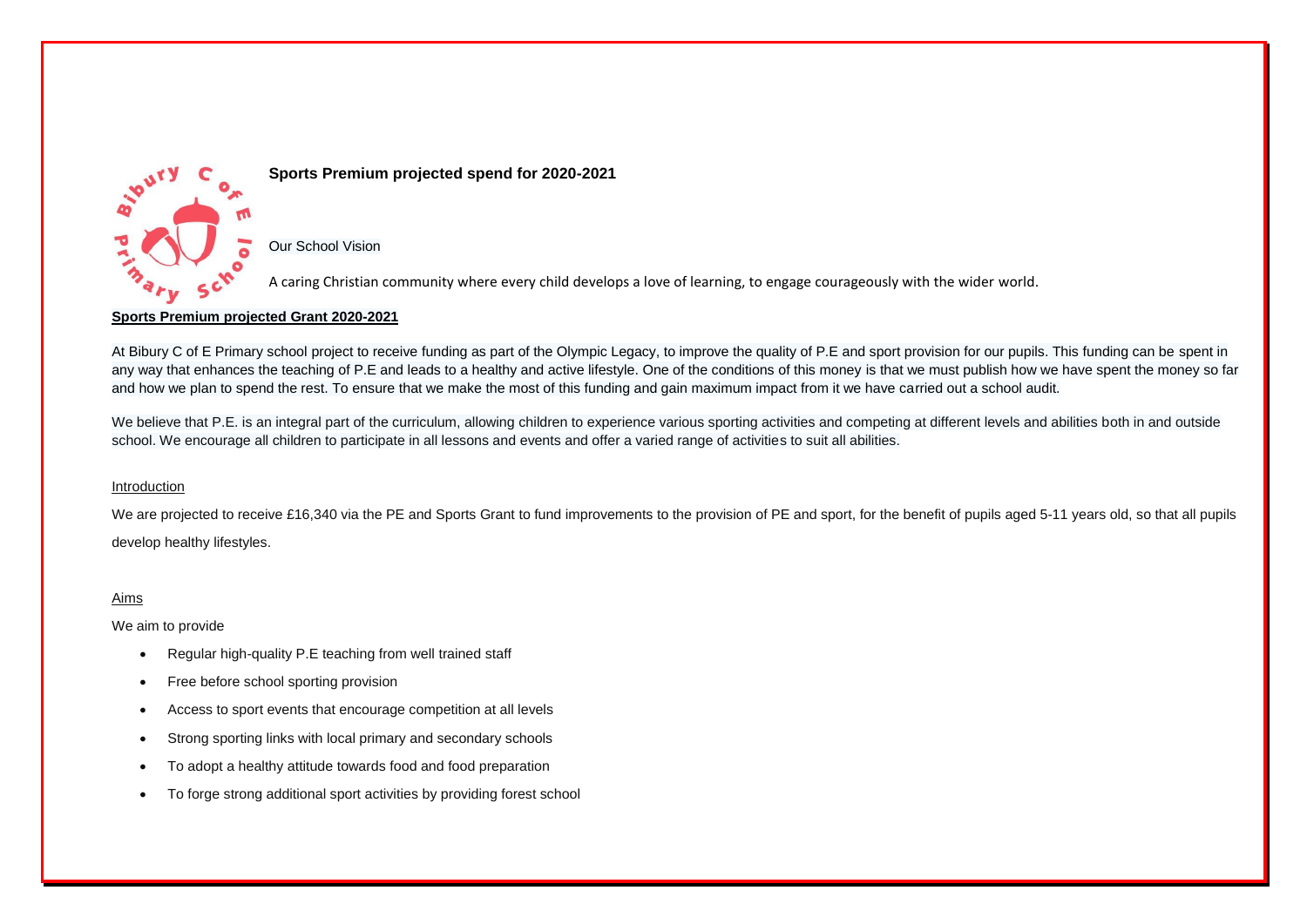# Sports Premium projected spend for 2020-2021

Our School Vision

A caring Christian community where every child develops a love of learning, to engage courageously with the wider world.

## Sports Premium projected Grant 2020-2021

At Bibury C of E Primary school project to receive funding as part of the Olympic Legacy, to improve the quality of P.E and sport provision for our pupils. This funding can be spent in any way that enhances the teaching of P.E and leads to a healthy and active lifestyle. One of the conditions of this money is that we must publish how we have spent the money so far and how we plan to spend the rest. To ensure that we make the most of this funding and gain maximum impact from it we have carried out a school audit.

We believe that P.E. is an integral part of the curriculum, allowing children to experience various sporting activities and competing at different levels and abilities both in and outside school. We encourage all children to participate in all lessons and events and offer a varied range of activities to suit all abilities.

### Introduction

We are projected to receive £16,340 via the PE and Sports Grant to fund improvements to the provision of PE and sport, for the benefit of pupils aged 5-11 years old, so that all pupils develop healthy lifestyles.

### Aims

We aim to provide

- Regular high-quality P.E teaching from well trained staff
- Free before school sporting provision
- Access to sport events that encourage competition at all levels
- Strong sporting links with local primary and secondary schools
- To adopt a healthy attitude towards food and food preparation
- To forge strong additional sport activities by providing forest school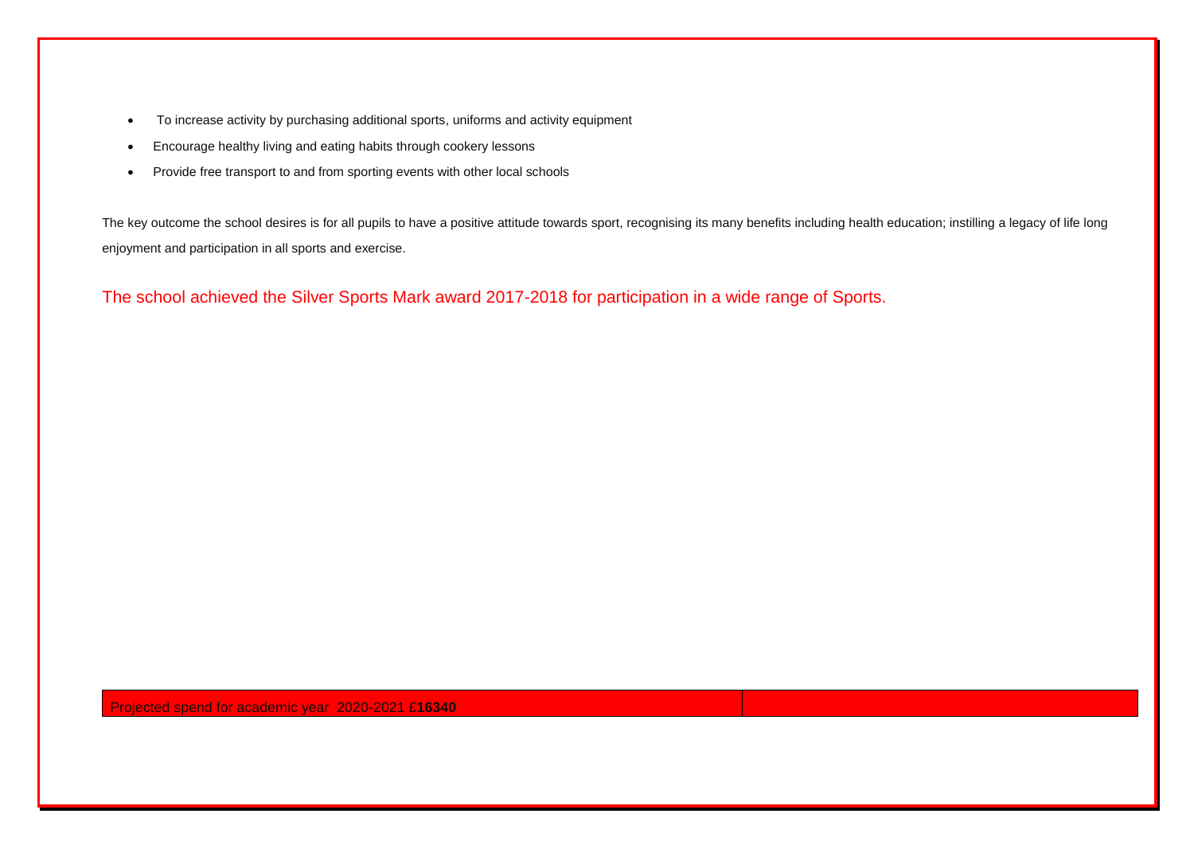- To increase activity by purchasing additional sports, uniforms and activity equipment
- Encourage healthy living and eating habits through cookery lessons
- Provide free transport to and from sporting events with other local schools

The key outcome the school desires is for all pupils to have a positive attitude towards sport, recognising its many benefits including health education; instilling a legacy of life long enjoyment and participation in all sports and exercise.

The school achieved the Silver Sports Mark award 2017-2018 for participation in a wide range of Sports.

| Projected spend for academic year 2020-2021 **£16340** | |
|---|---|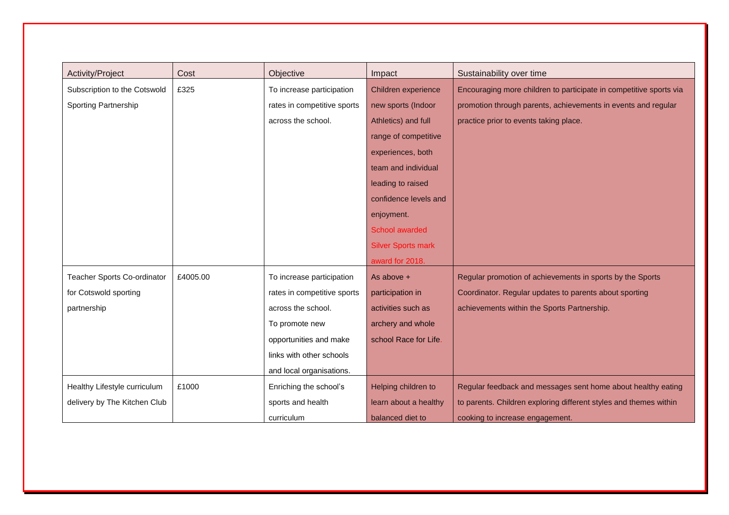| Activity/Project | Cost | Objective | Impact | Sustainability over time |
|---|---|---|---|---|
| Subscription to the Cotswold Sporting Partnership | £325 | To increase participation rates in competitive sports across the school. | Children experience new sports (Indoor Athletics) and full range of competitive experiences, both team and individual leading to raised confidence levels and enjoyment. School awarded Silver Sports mark award for 2018. | Encouraging more children to participate in competitive sports via promotion through parents, achievements in events and regular practice prior to events taking place. |
| Teacher Sports Co-ordinator for Cotswold sporting partnership | £4005.00 | To increase participation rates in competitive sports across the school. To promote new opportunities and make links with other schools and local organisations. | As above + participation in activities such as archery and whole school Race for Life. | Regular promotion of achievements in sports by the Sports Coordinator. Regular updates to parents about sporting achievements within the Sports Partnership. |
| Healthy Lifestyle curriculum delivery by The Kitchen Club | £1000 | Enriching the school's sports and health curriculum | Helping children to learn about a healthy balanced diet to | Regular feedback and messages sent home about healthy eating to parents. Children exploring different styles and themes within cooking to increase engagement. |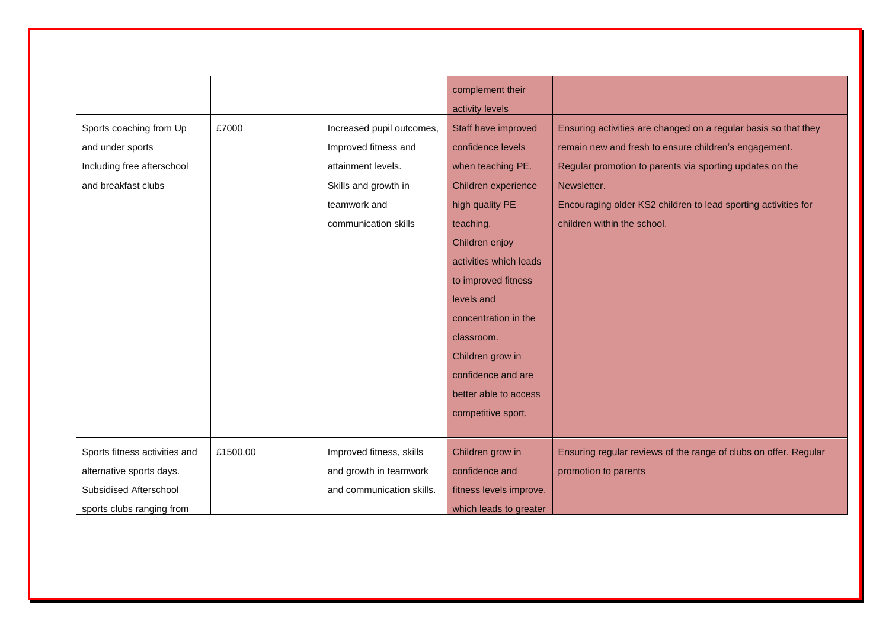| | | | | |
|---|---|---|---|---|
| | | | complement their activity levels | |
| Sports coaching from Up and under sports Including free afterschool and breakfast clubs | £7000 | Increased pupil outcomes, Improved fitness and attainment levels. Skills and growth in teamwork and communication skills | Staff have improved confidence levels when teaching PE. Children experience high quality PE teaching. Children enjoy activities which leads to improved fitness levels and concentration in the classroom. Children grow in confidence and are better able to access competitive sport. | Ensuring activities are changed on a regular basis so that they remain new and fresh to ensure children's engagement. Regular promotion to parents via sporting updates on the Newsletter. Encouraging older KS2 children to lead sporting activities for children within the school. |
| Sports fitness activities and alternative sports days. Subsidised Afterschool sports clubs ranging from | £1500.00 | Improved fitness, skills and growth in teamwork and communication skills. | Children grow in confidence and fitness levels improve, which leads to greater | Ensuring regular reviews of the range of clubs on offer. Regular promotion to parents |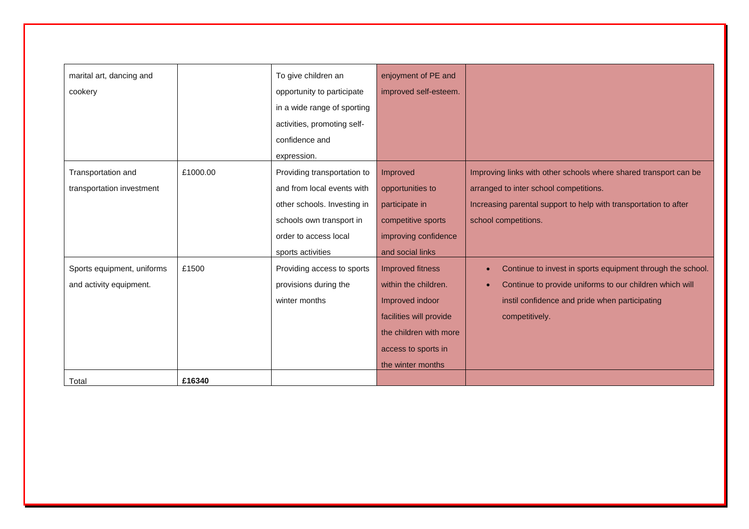| | | | | |
|---|---|---|---|---|
| marital art, dancing and cookery | | To give children an opportunity to participate in a wide range of sporting activities, promoting self-confidence and expression. | enjoyment of PE and improved self-esteem. | |
| Transportation and transportation investment | £1000.00 | Providing transportation to and from local events with other schools. Investing in schools own transport in order to access local sports activities | Improved opportunities to participate in competitive sports improving confidence and social links | Improving links with other schools where shared transport can be arranged to inter school competitions.<br>Increasing parental support to help with transportation to after school competitions. |
| Sports equipment, uniforms and activity equipment. | £1500 | Providing access to sports provisions during the winter months | Improved fitness within the children. Improved indoor facilities will provide the children with more access to sports in the winter months | • Continue to invest in sports equipment through the school.<br>• Continue to provide uniforms to our children which will instil confidence and pride when participating competitively. |
| Total | **£16340** | | | |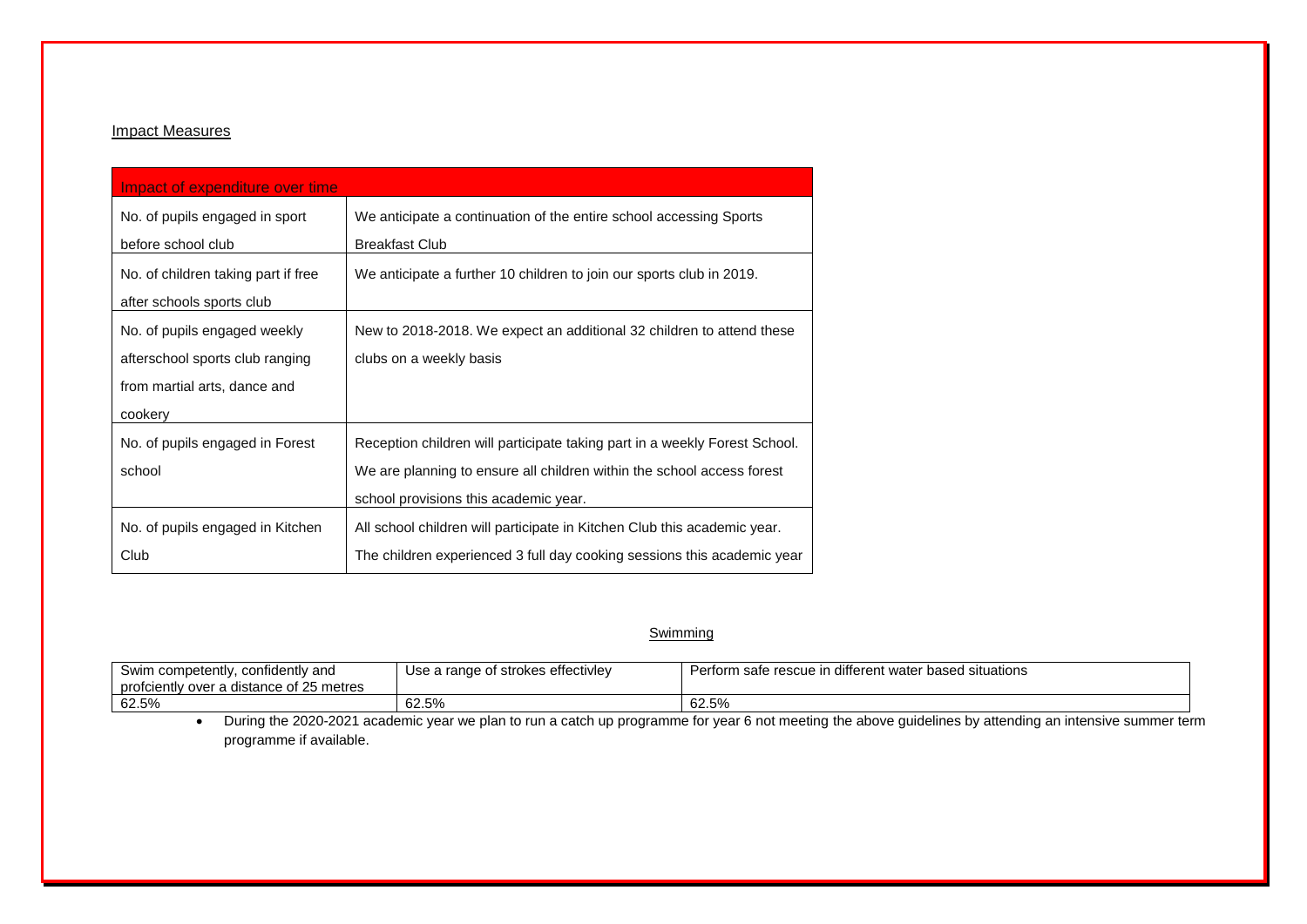Impact Measures

| Impact of expenditure over time | |
|---|---|
| No. of pupils engaged in sport before school club | We anticipate a continuation of the entire school accessing Sports Breakfast Club |
| No. of children taking part if free after schools sports club | We anticipate a further 10 children to join our sports club in 2019. |
| No. of pupils engaged weekly afterschool sports club ranging from martial arts, dance and cookery | New to 2018-2018. We expect an additional 32 children to attend these clubs on a weekly basis |
| No. of pupils engaged in Forest school | Reception children will participate taking part in a weekly Forest School. We are planning to ensure all children within the school access forest school provisions this academic year. |
| No. of pupils engaged in Kitchen Club | All school children will participate in Kitchen Club this academic year. The children experienced 3 full day cooking sessions this academic year |

Swimming

| Swim competently, confidently and profciently over a distance of 25 metres | Use a range of strokes effectivley | Perform safe rescue in different water based situations |
|---|---|---|
| 62.5% | 62.5% | 62.5% |

- During the 2020-2021 academic year we plan to run a catch up programme for year 6 not meeting the above guidelines by attending an intensive summer term programme if available.